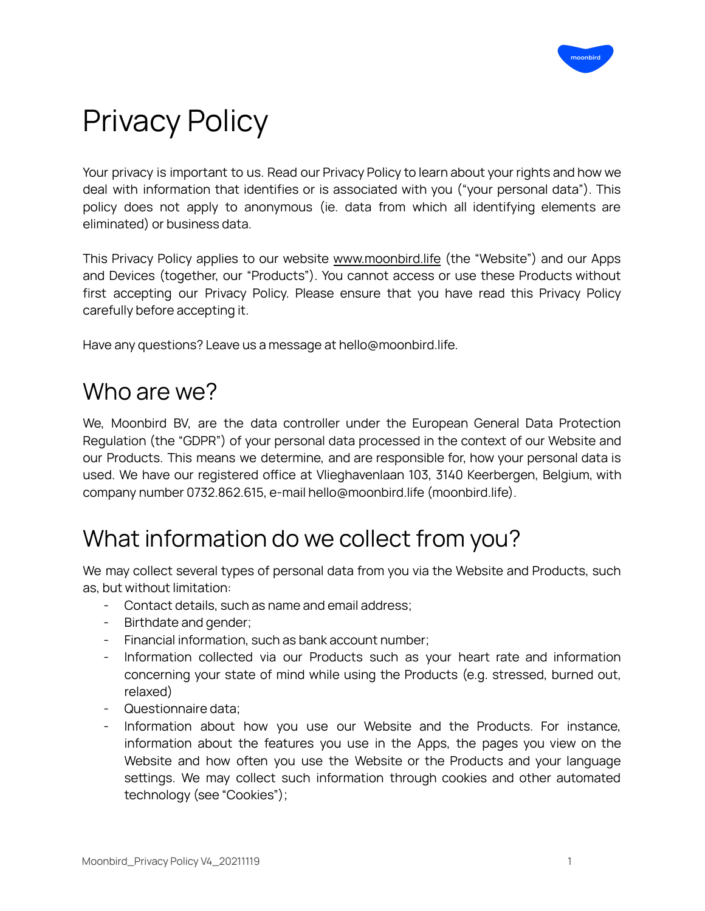# Privacy Policy

Your privacy is important to us. Read our Privacy Policy to learn about your rights and how we deal with information that identifies or is associated with you ("your personal data"). This policy does not apply to anonymous (ie. data from which all identifying elements are eliminated) or business data.

This Privacy Policy applies to our website www.moonbird.life (the "Website") and our Apps and Devices (together, our "Products"). You cannot access or use these Products without first accepting our Privacy Policy. Please ensure that you have read this Privacy Policy carefully before accepting it.

Have any questions? Leave us a message at hello@moonbird.life.

## Who are we?

We, Moonbird BV, are the data controller under the European General Data Protection Regulation (the "GDPR") of your personal data processed in the context of our Website and our Products. This means we determine, and are responsible for, how your personal data is used. We have our registered office at Vlieghavenlaan 103, 3140 Keerbergen, Belgium, with company number 0732.862.615, e-mail hello@moonbird.life (moonbird.life).

## What information do we collect from you?

We may collect several types of personal data from you via the Website and Products, such as, but without limitation:

- Contact details, such as name and email address;
- Birthdate and gender;
- Financial information, such as bank account number;
- Information collected via our Products such as your heart rate and information concerning your state of mind while using the Products (e.g. stressed, burned out, relaxed)
- Questionnaire data;
- Information about how you use our Website and the Products. For instance, information about the features you use in the Apps, the pages you view on the Website and how often you use the Website or the Products and your language settings. We may collect such information through cookies and other automated technology (see "Cookies");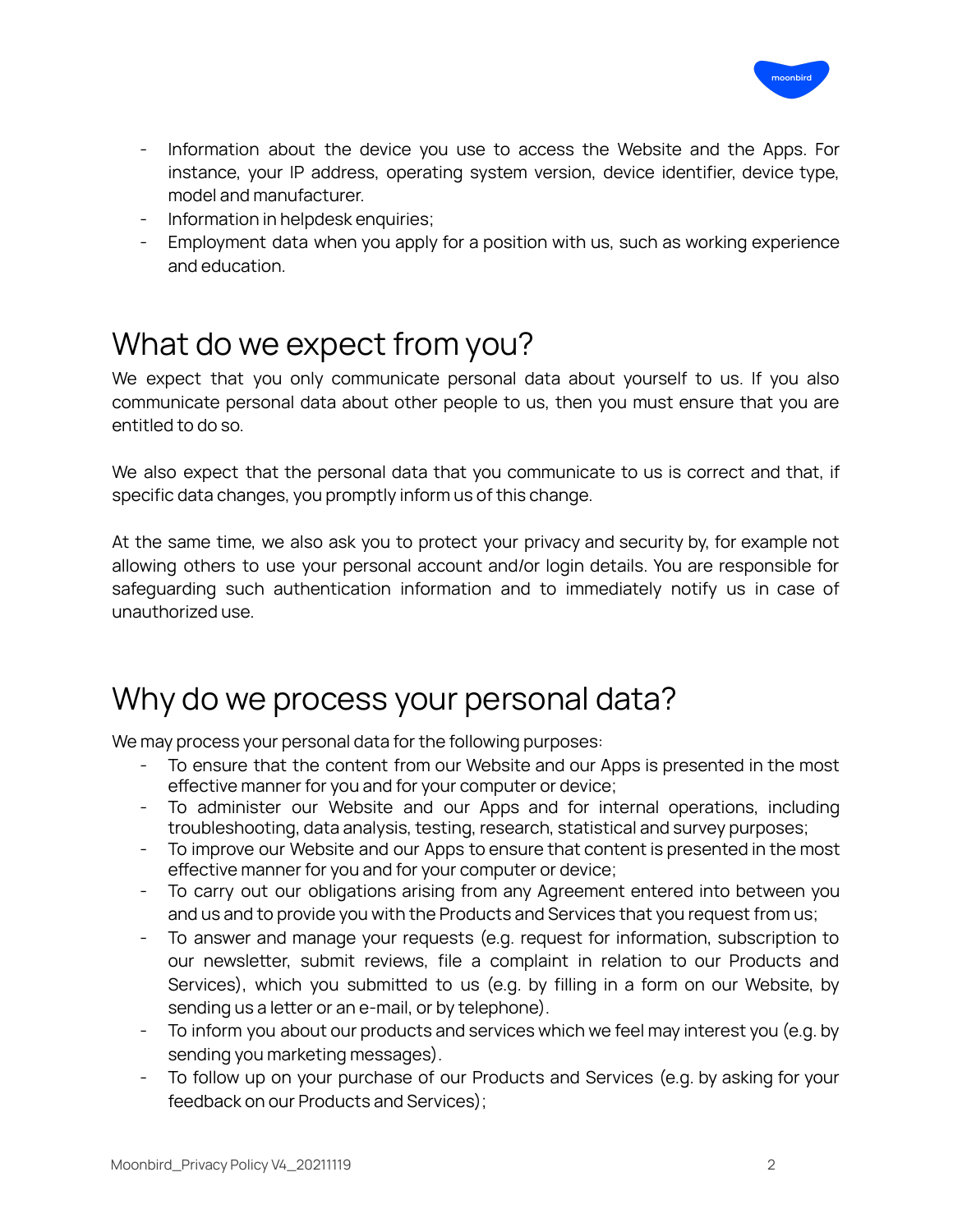- Information about the device you use to access the Website and the Apps. For instance, your IP address, operating system version, device identifier, device type, model and manufacturer.
- Information in helpdesk enquiries;
- Employment data when you apply for a position with us, such as working experience and education.

# What do we expect from you?

We expect that you only communicate personal data about yourself to us. If you also communicate personal data about other people to us, then you must ensure that you are entitled to do so.

We also expect that the personal data that you communicate to us is correct and that, if specific data changes, you promptly inform us of this change.

At the same time, we also ask you to protect your privacy and security by, for example not allowing others to use your personal account and/or login details. You are responsible for safeguarding such authentication information and to immediately notify us in case of unauthorized use.

# Why do we process your personal data?

We may process your personal data for the following purposes:

- To ensure that the content from our Website and our Apps is presented in the most effective manner for you and for your computer or device;
- To administer our Website and our Apps and for internal operations, including troubleshooting, data analysis, testing, research, statistical and survey purposes;
- To improve our Website and our Apps to ensure that content is presented in the most effective manner for you and for your computer or device;
- To carry out our obligations arising from any Agreement entered into between you and us and to provide you with the Products and Services that you request from us;
- To answer and manage your requests (e.g. request for information, subscription to our newsletter, submit reviews, file a complaint in relation to our Products and Services), which you submitted to us (e.g. by filling in a form on our Website, by sending us a letter or an e-mail, or by telephone).
- To inform you about our products and services which we feel may interest you (e.g. by sending you marketing messages).
- To follow up on your purchase of our Products and Services (e.g. by asking for your feedback on our Products and Services);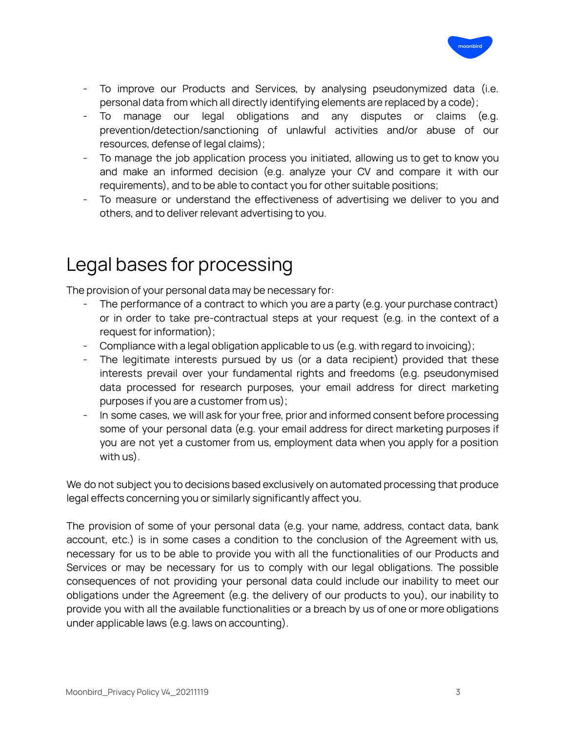- To improve our Products and Services, by analysing pseudonymized data (i.e. personal data from which all directly identifying elements are replaced by a code);
- To manage our legal obligations and any disputes or claims (e.g. prevention/detection/sanctioning of unlawful activities and/or abuse of our resources, defense of legal claims);
- To manage the job application process you initiated, allowing us to get to know you and make an informed decision (e.g. analyze your CV and compare it with our requirements), and to be able to contact you for other suitable positions;
- To measure or understand the effectiveness of advertising we deliver to you and others, and to deliver relevant advertising to you.

# Legal bases for processing

The provision of your personal data may be necessary for:

- The performance of a contract to which you are a party (e.g. your purchase contract) or in order to take pre-contractual steps at your request (e.g. in the context of a request for information);
- Compliance with a legal obligation applicable to us (e.g. with regard to invoicing);
- The legitimate interests pursued by us (or a data recipient) provided that these interests prevail over your fundamental rights and freedoms (e.g. pseudonymised data processed for research purposes, your email address for direct marketing purposes if you are a customer from us);
- In some cases, we will ask for your free, prior and informed consent before processing some of your personal data (e.g. your email address for direct marketing purposes if you are not yet a customer from us, employment data when you apply for a position with us).

We do not subject you to decisions based exclusively on automated processing that produce legal effects concerning you or similarly significantly affect you.

The provision of some of your personal data (e.g. your name, address, contact data, bank account, etc.) is in some cases a condition to the conclusion of the Agreement with us, necessary for us to be able to provide you with all the functionalities of our Products and Services or may be necessary for us to comply with our legal obligations. The possible consequences of not providing your personal data could include our inability to meet our obligations under the Agreement (e.g. the delivery of our products to you), our inability to provide you with all the available functionalities or a breach by us of one or more obligations under applicable laws (e.g. laws on accounting).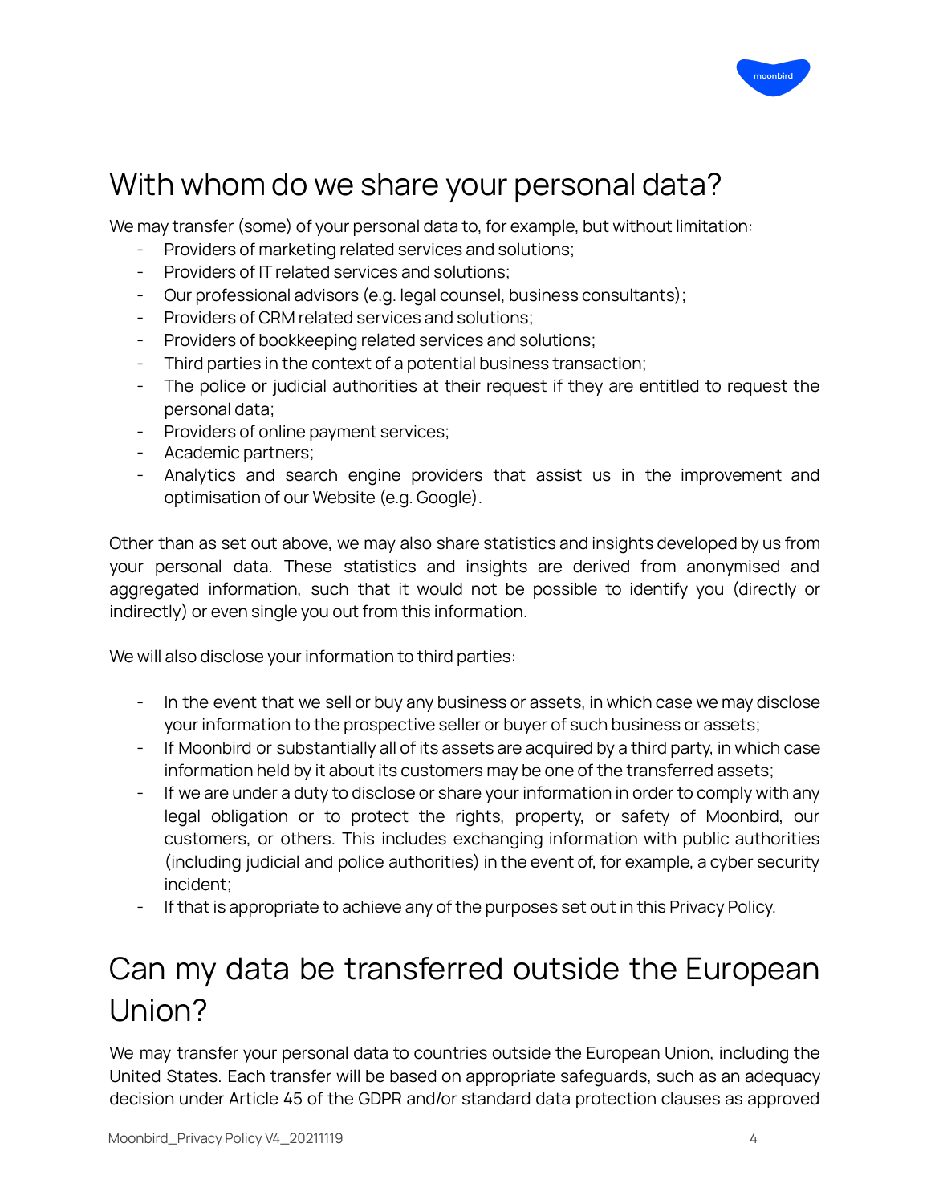# With whom do we share your personal data?

We may transfer (some) of your personal data to, for example, but without limitation:

- Providers of marketing related services and solutions;
- Providers of IT related services and solutions;
- Our professional advisors (e.g. legal counsel, business consultants);
- Providers of CRM related services and solutions;
- Providers of bookkeeping related services and solutions;
- Third parties in the context of a potential business transaction;
- The police or judicial authorities at their request if they are entitled to request the personal data;
- Providers of online payment services;
- Academic partners;
- Analytics and search engine providers that assist us in the improvement and optimisation of our Website (e.g. Google).

Other than as set out above, we may also share statistics and insights developed by us from your personal data. These statistics and insights are derived from anonymised and aggregated information, such that it would not be possible to identify you (directly or indirectly) or even single you out from this information.

We will also disclose your information to third parties:

- In the event that we sell or buy any business or assets, in which case we may disclose your information to the prospective seller or buyer of such business or assets;
- If Moonbird or substantially all of its assets are acquired by a third party, in which case information held by it about its customers may be one of the transferred assets;
- If we are under a duty to disclose or share your information in order to comply with any legal obligation or to protect the rights, property, or safety of Moonbird, our customers, or others. This includes exchanging information with public authorities (including judicial and police authorities) in the event of, for example, a cyber security incident;
- If that is appropriate to achieve any of the purposes set out in this Privacy Policy.

# Can my data be transferred outside the European Union?

We may transfer your personal data to countries outside the European Union, including the United States. Each transfer will be based on appropriate safeguards, such as an adequacy decision under Article 45 of the GDPR and/or standard data protection clauses as approved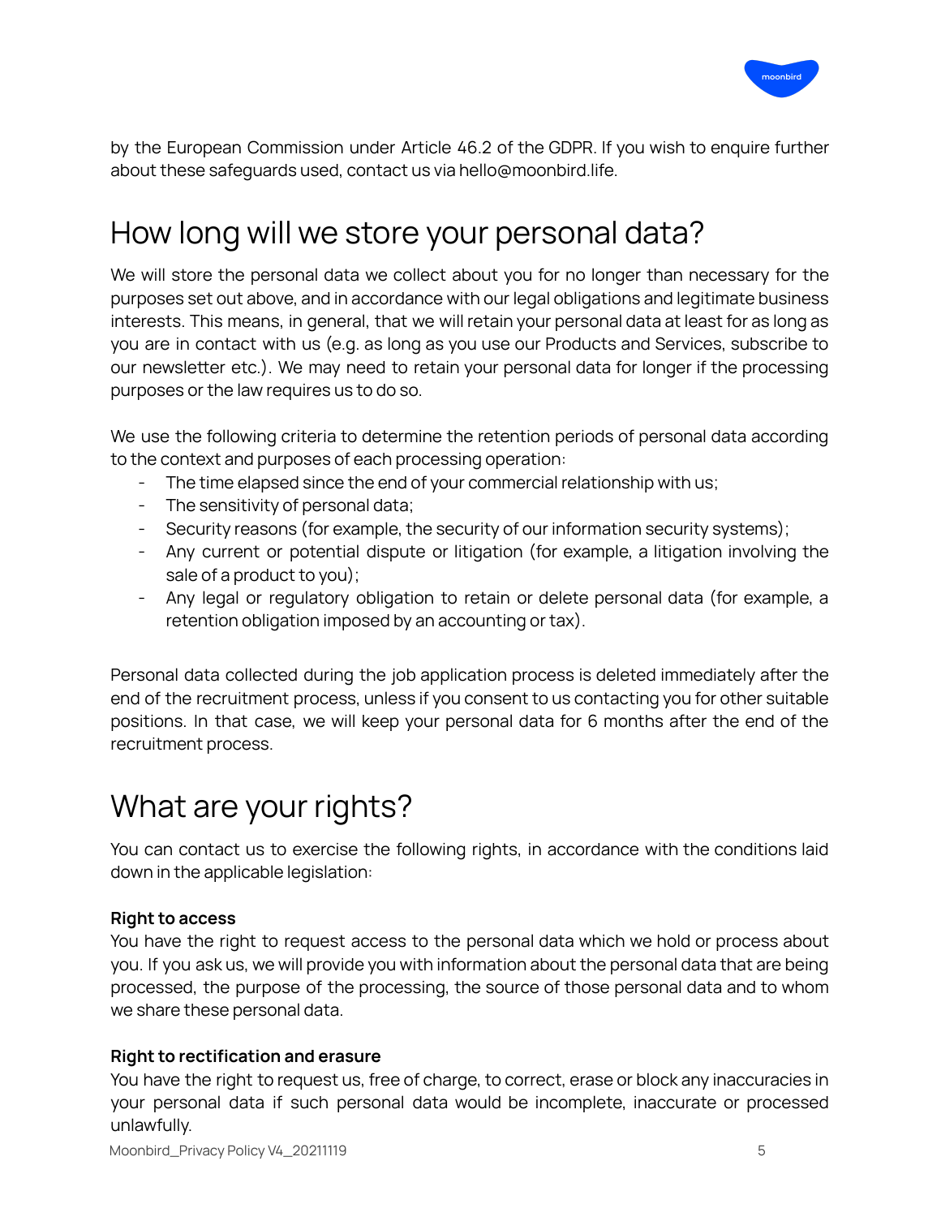by the European Commission under Article 46.2 of the GDPR. If you wish to enquire further about these safeguards used, contact us via hello@moonbird.life.

# How long will we store your personal data?

We will store the personal data we collect about you for no longer than necessary for the purposes set out above, and in accordance with our legal obligations and legitimate business interests. This means, in general, that we will retain your personal data at least for as long as you are in contact with us (e.g. as long as you use our Products and Services, subscribe to our newsletter etc.). We may need to retain your personal data for longer if the processing purposes or the law requires us to do so.

We use the following criteria to determine the retention periods of personal data according to the context and purposes of each processing operation:

- The time elapsed since the end of your commercial relationship with us;
- The sensitivity of personal data;
- Security reasons (for example, the security of our information security systems);
- Any current or potential dispute or litigation (for example, a litigation involving the sale of a product to you);
- Any legal or regulatory obligation to retain or delete personal data (for example, a retention obligation imposed by an accounting or tax).

Personal data collected during the job application process is deleted immediately after the end of the recruitment process, unless if you consent to us contacting you for other suitable positions. In that case, we will keep your personal data for 6 months after the end of the recruitment process.

# What are your rights?

You can contact us to exercise the following rights, in accordance with the conditions laid down in the applicable legislation:

**Right to access**

You have the right to request access to the personal data which we hold or process about you. If you ask us, we will provide you with information about the personal data that are being processed, the purpose of the processing, the source of those personal data and to whom we share these personal data.

**Right to rectification and erasure**

You have the right to request us, free of charge, to correct, erase or block any inaccuracies in your personal data if such personal data would be incomplete, inaccurate or processed unlawfully.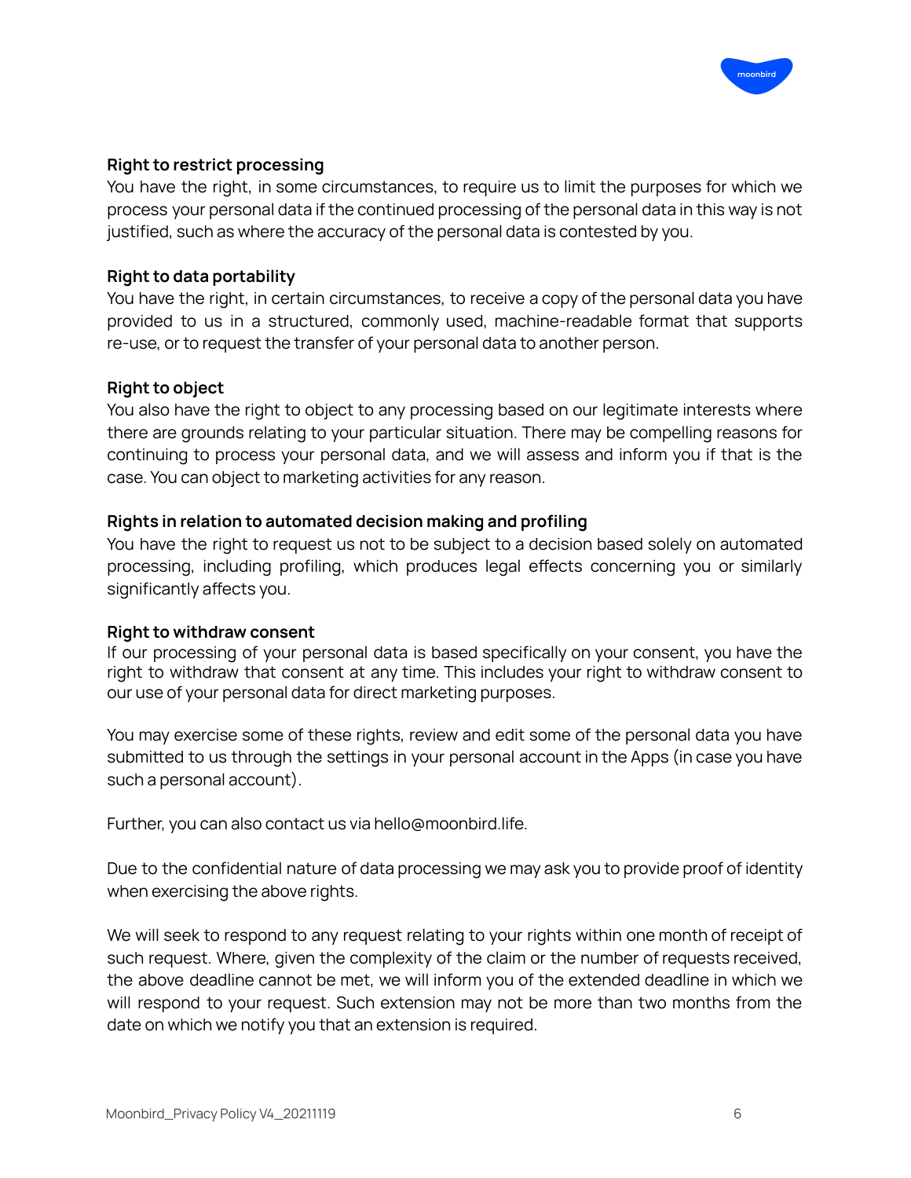**Right to restrict processing**
You have the right, in some circumstances, to require us to limit the purposes for which we process your personal data if the continued processing of the personal data in this way is not justified, such as where the accuracy of the personal data is contested by you.

**Right to data portability**
You have the right, in certain circumstances, to receive a copy of the personal data you have provided to us in a structured, commonly used, machine-readable format that supports re-use, or to request the transfer of your personal data to another person.

**Right to object**
You also have the right to object to any processing based on our legitimate interests where there are grounds relating to your particular situation. There may be compelling reasons for continuing to process your personal data, and we will assess and inform you if that is the case. You can object to marketing activities for any reason.

**Rights in relation to automated decision making and profiling**
You have the right to request us not to be subject to a decision based solely on automated processing, including profiling, which produces legal effects concerning you or similarly significantly affects you.

**Right to withdraw consent**
If our processing of your personal data is based specifically on your consent, you have the right to withdraw that consent at any time. This includes your right to withdraw consent to our use of your personal data for direct marketing purposes.

You may exercise some of these rights, review and edit some of the personal data you have submitted to us through the settings in your personal account in the Apps (in case you have such a personal account).

Further, you can also contact us via hello@moonbird.life.

Due to the confidential nature of data processing we may ask you to provide proof of identity when exercising the above rights.

We will seek to respond to any request relating to your rights within one month of receipt of such request. Where, given the complexity of the claim or the number of requests received, the above deadline cannot be met, we will inform you of the extended deadline in which we will respond to your request. Such extension may not be more than two months from the date on which we notify you that an extension is required.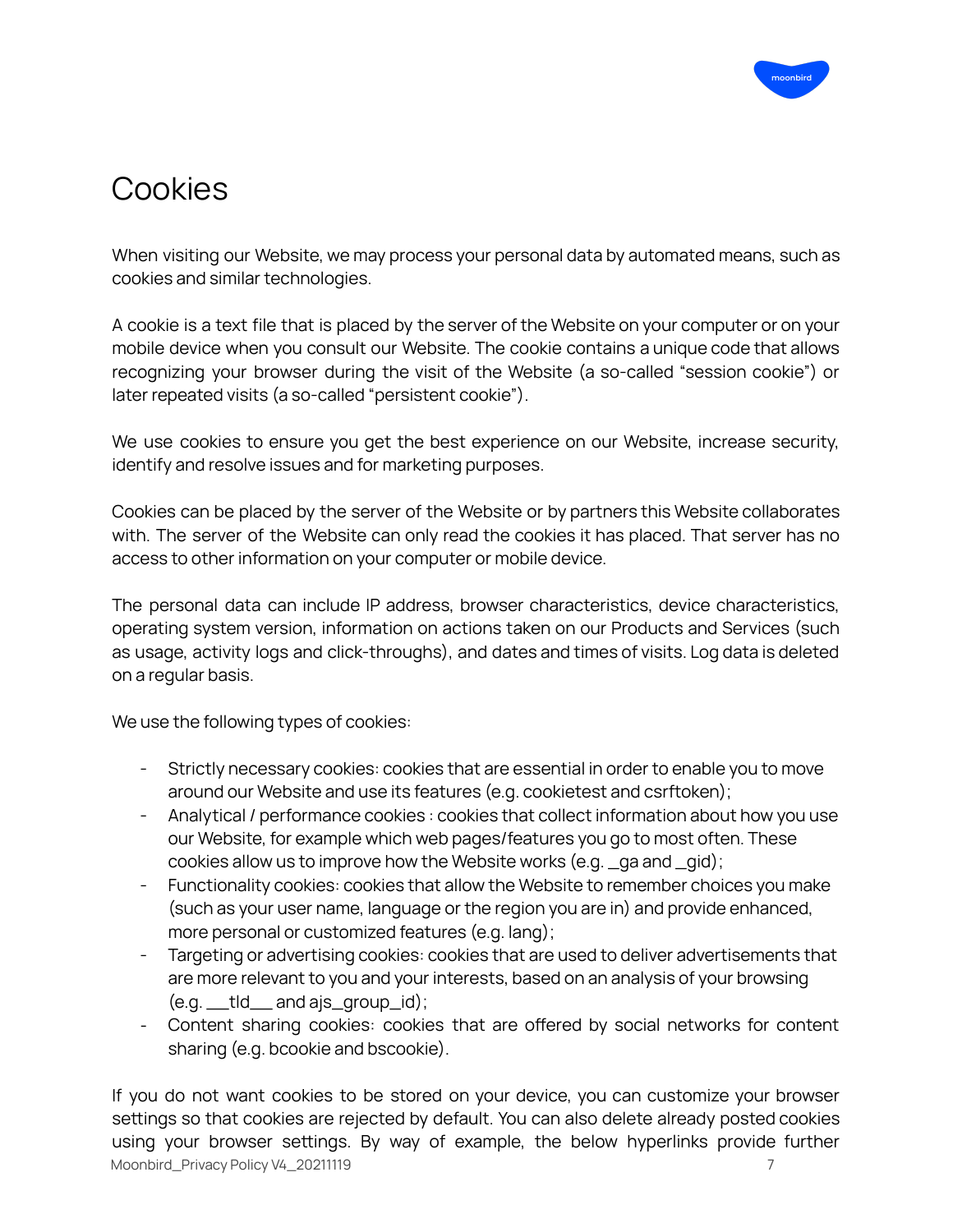# Cookies

When visiting our Website, we may process your personal data by automated means, such as cookies and similar technologies.

A cookie is a text file that is placed by the server of the Website on your computer or on your mobile device when you consult our Website. The cookie contains a unique code that allows recognizing your browser during the visit of the Website (a so-called "session cookie") or later repeated visits (a so-called "persistent cookie").

We use cookies to ensure you get the best experience on our Website, increase security, identify and resolve issues and for marketing purposes.

Cookies can be placed by the server of the Website or by partners this Website collaborates with. The server of the Website can only read the cookies it has placed. That server has no access to other information on your computer or mobile device.

The personal data can include IP address, browser characteristics, device characteristics, operating system version, information on actions taken on our Products and Services (such as usage, activity logs and click-throughs), and dates and times of visits. Log data is deleted on a regular basis.

We use the following types of cookies:

- Strictly necessary cookies: cookies that are essential in order to enable you to move around our Website and use its features (e.g. cookietest and csrftoken);
- Analytical / performance cookies : cookies that collect information about how you use our Website, for example which web pages/features you go to most often. These cookies allow us to improve how the Website works (e.g. _ga and _gid);
- Functionality cookies: cookies that allow the Website to remember choices you make (such as your user name, language or the region you are in) and provide enhanced, more personal or customized features (e.g. lang);
- Targeting or advertising cookies: cookies that are used to deliver advertisements that are more relevant to you and your interests, based on an analysis of your browsing (e.g. ___tld___ and ajs_group_id);
- Content sharing cookies: cookies that are offered by social networks for content sharing (e.g. bcookie and bscookie).

If you do not want cookies to be stored on your device, you can customize your browser settings so that cookies are rejected by default. You can also delete already posted cookies using your browser settings. By way of example, the below hyperlinks provide further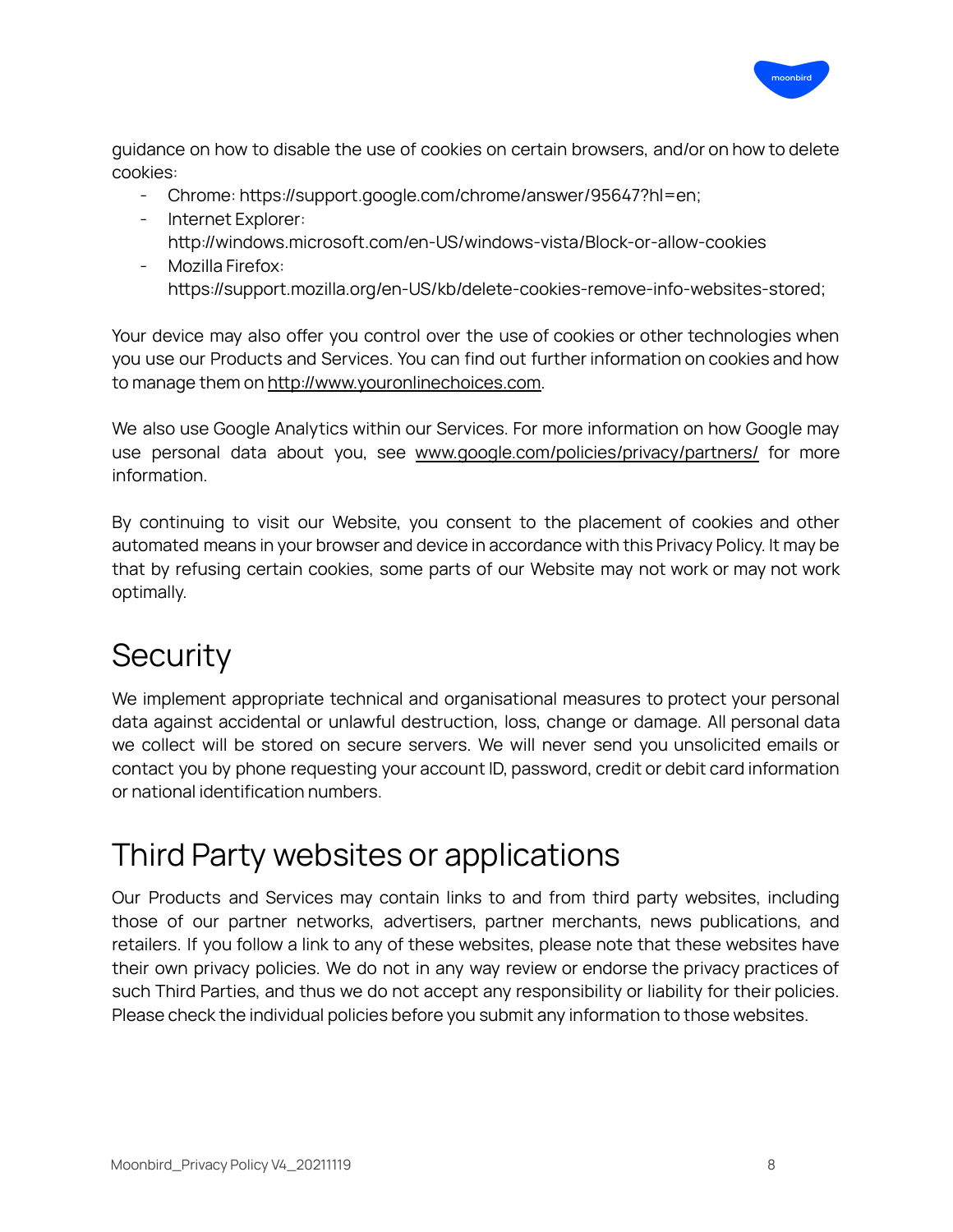guidance on how to disable the use of cookies on certain browsers, and/or on how to delete cookies:

- Chrome: https://support.google.com/chrome/answer/95647?hl=en;
- Internet Explorer: http://windows.microsoft.com/en-US/windows-vista/Block-or-allow-cookies
- Mozilla Firefox: https://support.mozilla.org/en-US/kb/delete-cookies-remove-info-websites-stored;

Your device may also offer you control over the use of cookies or other technologies when you use our Products and Services. You can find out further information on cookies and how to manage them on http://www.youronlinechoices.com.

We also use Google Analytics within our Services. For more information on how Google may use personal data about you, see www.google.com/policies/privacy/partners/ for more information.

By continuing to visit our Website, you consent to the placement of cookies and other automated means in your browser and device in accordance with this Privacy Policy. It may be that by refusing certain cookies, some parts of our Website may not work or may not work optimally.

# Security

We implement appropriate technical and organisational measures to protect your personal data against accidental or unlawful destruction, loss, change or damage. All personal data we collect will be stored on secure servers. We will never send you unsolicited emails or contact you by phone requesting your account ID, password, credit or debit card information or national identification numbers.

# Third Party websites or applications

Our Products and Services may contain links to and from third party websites, including those of our partner networks, advertisers, partner merchants, news publications, and retailers. If you follow a link to any of these websites, please note that these websites have their own privacy policies. We do not in any way review or endorse the privacy practices of such Third Parties, and thus we do not accept any responsibility or liability for their policies. Please check the individual policies before you submit any information to those websites.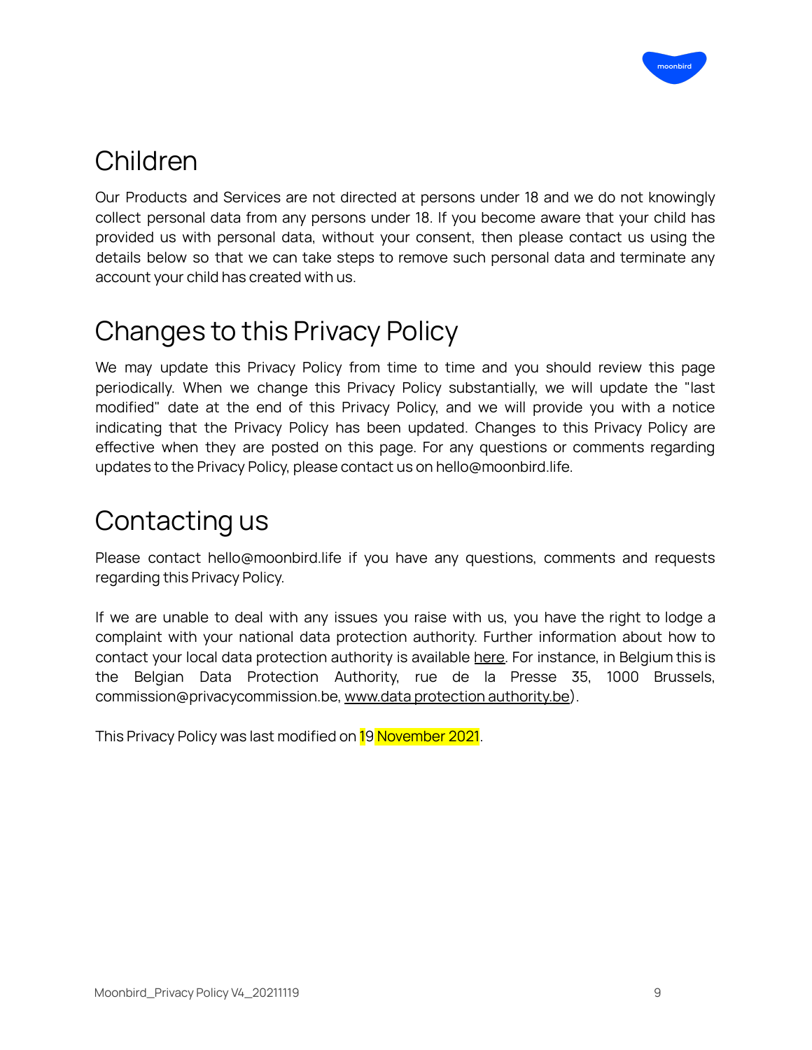## Children

Our Products and Services are not directed at persons under 18 and we do not knowingly collect personal data from any persons under 18. If you become aware that your child has provided us with personal data, without your consent, then please contact us using the details below so that we can take steps to remove such personal data and terminate any account your child has created with us.

## Changes to this Privacy Policy

We may update this Privacy Policy from time to time and you should review this page periodically. When we change this Privacy Policy substantially, we will update the "last modified" date at the end of this Privacy Policy, and we will provide you with a notice indicating that the Privacy Policy has been updated. Changes to this Privacy Policy are effective when they are posted on this page. For any questions or comments regarding updates to the Privacy Policy, please contact us on hello@moonbird.life.

## Contacting us

Please contact hello@moonbird.life if you have any questions, comments and requests regarding this Privacy Policy.

If we are unable to deal with any issues you raise with us, you have the right to lodge a complaint with your national data protection authority. Further information about how to contact your local data protection authority is available here. For instance, in Belgium this is the Belgian Data Protection Authority, rue de la Presse 35, 1000 Brussels, commission@privacycommission.be, www.data protection authority.be).

This Privacy Policy was last modified on 19 November 2021.